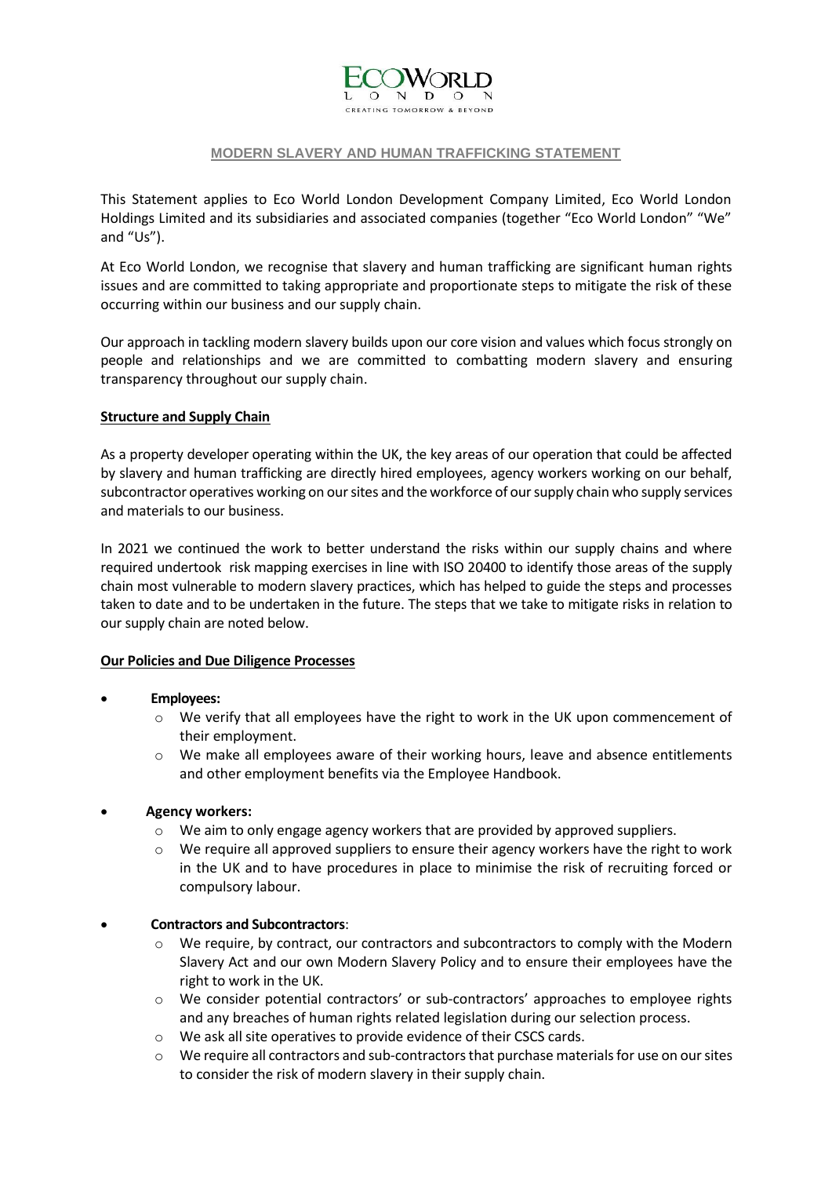**MODERN SLAVERY AND HUMAN TRAFFICKING STATEMENT**

This Statement applies to Eco World London Development Company Limited, Eco World London Holdings Limited and its subsidiaries and associated companies (together "Eco World London" "We" and "Us").

At Eco World London, we recognise that slavery and human trafficking are significant human rights issues and are committed to taking appropriate and proportionate steps to mitigate the risk of these occurring within our business and our supply chain.

Our approach in tackling modern slavery builds upon our core vision and values which focus strongly on people and relationships and we are committed to combatting modern slavery and ensuring transparency throughout our supply chain.

## Structure and Supply Chain

As a property developer operating within the UK, the key areas of our operation that could be affected by slavery and human trafficking are directly hired employees, agency workers working on our behalf, subcontractor operatives working on our sites and the workforce of our supply chain who supply services and materials to our business.

In 2021 we continued the work to better understand the risks within our supply chains and where required undertook risk mapping exercises in line with ISO 20400 to identify those areas of the supply chain most vulnerable to modern slavery practices, which has helped to guide the steps and processes taken to date and to be undertaken in the future. The steps that we take to mitigate risks in relation to our supply chain are noted below.

## Our Policies and Due Diligence Processes

- **Employees:**
  - We verify that all employees have the right to work in the UK upon commencement of their employment.
  - We make all employees aware of their working hours, leave and absence entitlements and other employment benefits via the Employee Handbook.
- **Agency workers:**
  - We aim to only engage agency workers that are provided by approved suppliers.
  - We require all approved suppliers to ensure their agency workers have the right to work in the UK and to have procedures in place to minimise the risk of recruiting forced or compulsory labour.
- **Contractors and Subcontractors**:
  - We require, by contract, our contractors and subcontractors to comply with the Modern Slavery Act and our own Modern Slavery Policy and to ensure their employees have the right to work in the UK.
  - We consider potential contractors' or sub-contractors' approaches to employee rights and any breaches of human rights related legislation during our selection process.
  - We ask all site operatives to provide evidence of their CSCS cards.
  - We require all contractors and sub-contractors that purchase materials for use on our sites to consider the risk of modern slavery in their supply chain.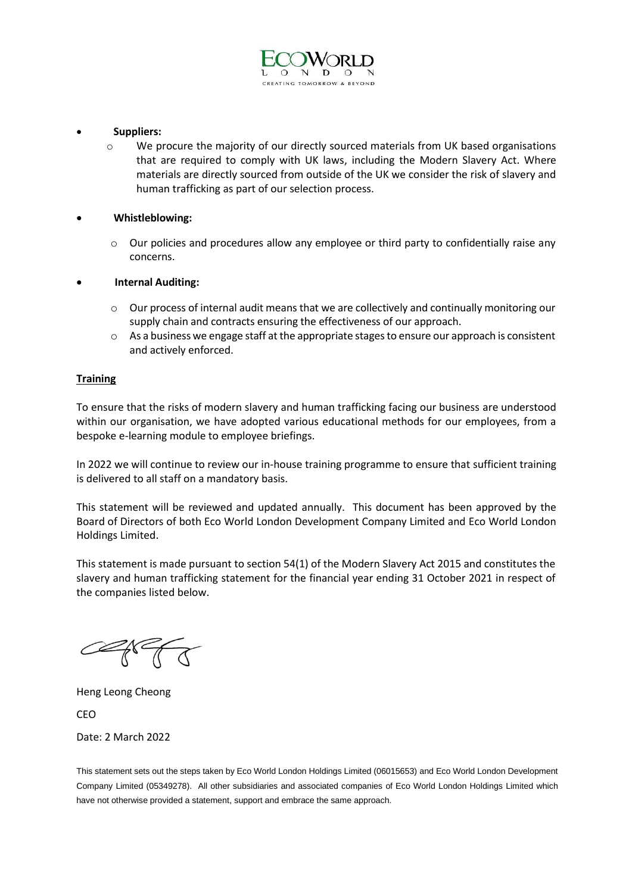- **Suppliers:**
  - We procure the majority of our directly sourced materials from UK based organisations that are required to comply with UK laws, including the Modern Slavery Act. Where materials are directly sourced from outside of the UK we consider the risk of slavery and human trafficking as part of our selection process.

- **Whistleblowing:**
  - Our policies and procedures allow any employee or third party to confidentially raise any concerns.

- **Internal Auditing:**
  - Our process of internal audit means that we are collectively and continually monitoring our supply chain and contracts ensuring the effectiveness of our approach.
  - As a business we engage staff at the appropriate stages to ensure our approach is consistent and actively enforced.

**Training**

To ensure that the risks of modern slavery and human trafficking facing our business are understood within our organisation, we have adopted various educational methods for our employees, from a bespoke e-learning module to employee briefings.

In 2022 we will continue to review our in-house training programme to ensure that sufficient training is delivered to all staff on a mandatory basis.

This statement will be reviewed and updated annually. This document has been approved by the Board of Directors of both Eco World London Development Company Limited and Eco World London Holdings Limited.

This statement is made pursuant to section 54(1) of the Modern Slavery Act 2015 and constitutes the slavery and human trafficking statement for the financial year ending 31 October 2021 in respect of the companies listed below.

Heng Leong Cheong

CEO

Date: 2 March 2022

This statement sets out the steps taken by Eco World London Holdings Limited (06015653) and Eco World London Development Company Limited (05349278). All other subsidiaries and associated companies of Eco World London Holdings Limited which have not otherwise provided a statement, support and embrace the same approach.